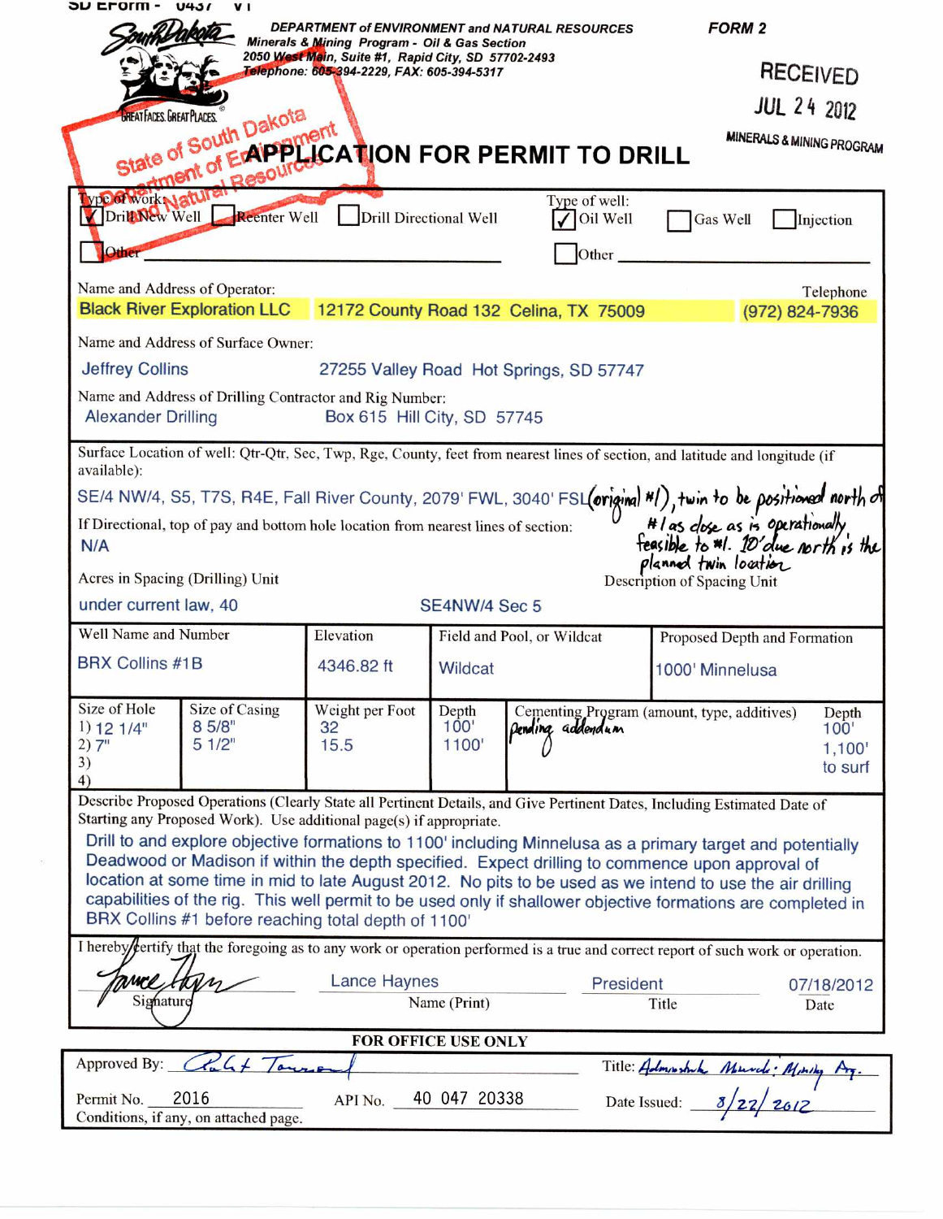SD Eform - 0437 V1

**DEPARTMENT of ENVIRONMENT and NATURAL RESOURCES**
**Minerals & Mining Program - Oil & Gas Section**
**2050 West Main, Suite #1, Rapid City, SD 57702-2493**
**Telephone: 605-394-2229, FAX: 605-394-5317**

**FORM 2**

RECEIVED
JUL 24 2012
MINERALS & MINING PROGRAM

State of South Dakota
Department of Environment and Natural Resources

# APPLICATION FOR PERMIT TO DRILL

Type of work: ☑ Drill New Well ☐ Reenter Well ☐ Drill Directional Well ☐ Other ____

Type of well: ☑ Oil Well ☐ Gas Well ☐ Injection ☐ Other ____

Name and Address of Operator: Black River Exploration LLC 12172 County Road 132 Celina, TX 75009

Telephone: (972) 824-7936

Name and Address of Surface Owner: Jeffrey Collins 27255 Valley Road Hot Springs, SD 57747

Name and Address of Drilling Contractor and Rig Number: Alexander Drilling Box 615 Hill City, SD 57745

Surface Location of well: Qtr-Qtr, Sec, Twp, Rge, County, feet from nearest lines of section, and latitude and longitude (if available):
SE/4 NW/4, S5, T7S, R4E, Fall River County, 2079' FWL, 3040' FSL (original #1), twin to be positioned north of #1 as close as is operationally feasible to #1. 10' due north is the planned twin location

If Directional, top of pay and bottom hole location from nearest lines of section: N/A

Acres in Spacing (Drilling) Unit: under current law, 40

Description of Spacing Unit: SE4NW/4 Sec 5

| Well Name and Number | Elevation | Field and Pool, or Wildcat | Proposed Depth and Formation |
|---|---|---|---|
| BRX Collins #1B | 4346.82 ft | Wildcat | 1000' Minnelusa |

| Size of Hole | Size of Casing | Weight per Foot | Depth | Cementing Program (amount, type, additives) | Depth |
|---|---|---|---|---|---|
| 1) 12 1/4" | 8 5/8" | 32 | 100' | pending addendum | 100' |
| 2) 7" | 5 1/2" | 15.5 | 1100' | | 1,100' to surf |
| 3) | | | | | |
| 4) | | | | | |

Describe Proposed Operations (Clearly State all Pertinent Details, and Give Pertinent Dates, Including Estimated Date of Starting any Proposed Work). Use additional page(s) if appropriate.

Drill to and explore objective formations to 1100' including Minnelusa as a primary target and potentially Deadwood or Madison if within the depth specified. Expect drilling to commence upon approval of location at some time in mid to late August 2012. No pits to be used as we intend to use the air drilling capabilities of the rig. This well permit to be used only if shallower objective formations are completed in BRX Collins #1 before reaching total depth of 1100'

I hereby certify that the foregoing as to any work or operation performed is a true and correct report of such work or operation.

| Signature | Name (Print) | Title | Date |
|---|---|---|---|
| *Lance Haynes* | Lance Haynes | President | 07/18/2012 |

**FOR OFFICE USE ONLY**

Approved By: *Robt Townsend* Title: *Administrator Minerals & Mining Prg.*

Permit No. 2016 API No. 40 047 20338 Date Issued: *8/22/2012*

Conditions, if any, on attached page.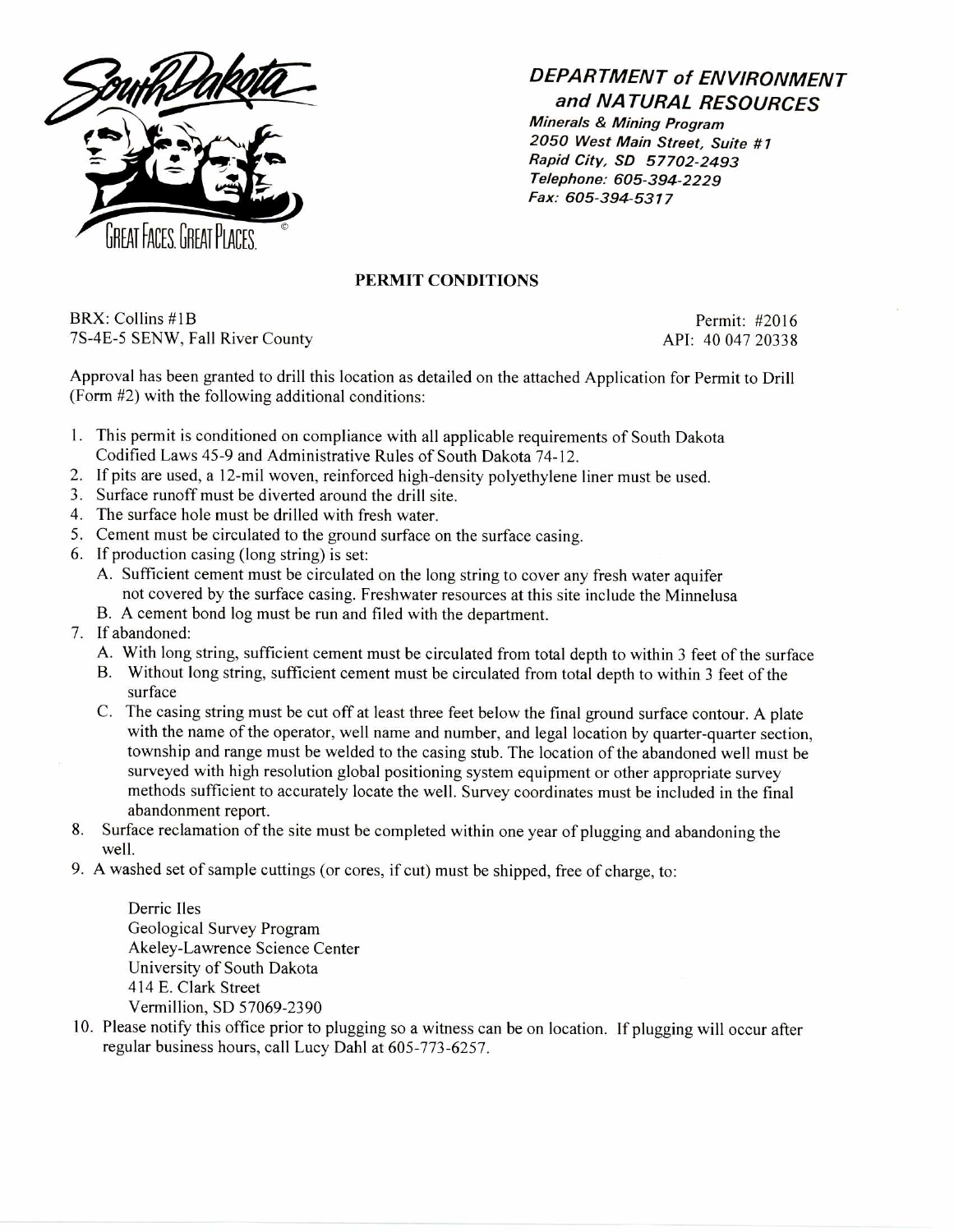South Dakota
GREAT FACES. GREAT PLACES.

**DEPARTMENT of ENVIRONMENT and NATURAL RESOURCES**

*Minerals & Mining Program*
*2050 West Main Street, Suite #1*
*Rapid City, SD 57702-2493*
*Telephone: 605-394-2229*
*Fax: 605-394-5317*

**PERMIT CONDITIONS**

BRX: Collins #1B
7S-4E-5 SENW, Fall River County

Permit: #2016
API: 40 047 20338

Approval has been granted to drill this location as detailed on the attached Application for Permit to Drill (Form #2) with the following additional conditions:

1. This permit is conditioned on compliance with all applicable requirements of South Dakota Codified Laws 45-9 and Administrative Rules of South Dakota 74-12.
2. If pits are used, a 12-mil woven, reinforced high-density polyethylene liner must be used.
3. Surface runoff must be diverted around the drill site.
4. The surface hole must be drilled with fresh water.
5. Cement must be circulated to the ground surface on the surface casing.
6. If production casing (long string) is set:
   A. Sufficient cement must be circulated on the long string to cover any fresh water aquifer not covered by the surface casing. Freshwater resources at this site include the Minnelusa
   B. A cement bond log must be run and filed with the department.
7. If abandoned:
   A. With long string, sufficient cement must be circulated from total depth to within 3 feet of the surface
   B. Without long string, sufficient cement must be circulated from total depth to within 3 feet of the surface
   C. The casing string must be cut off at least three feet below the final ground surface contour. A plate with the name of the operator, well name and number, and legal location by quarter-quarter section, township and range must be welded to the casing stub. The location of the abandoned well must be surveyed with high resolution global positioning system equipment or other appropriate survey methods sufficient to accurately locate the well. Survey coordinates must be included in the final abandonment report.
8. Surface reclamation of the site must be completed within one year of plugging and abandoning the well.
9. A washed set of sample cuttings (or cores, if cut) must be shipped, free of charge, to:

   Derric Iles
   Geological Survey Program
   Akeley-Lawrence Science Center
   University of South Dakota
   414 E. Clark Street
   Vermillion, SD 57069-2390

10. Please notify this office prior to plugging so a witness can be on location. If plugging will occur after regular business hours, call Lucy Dahl at 605-773-6257.